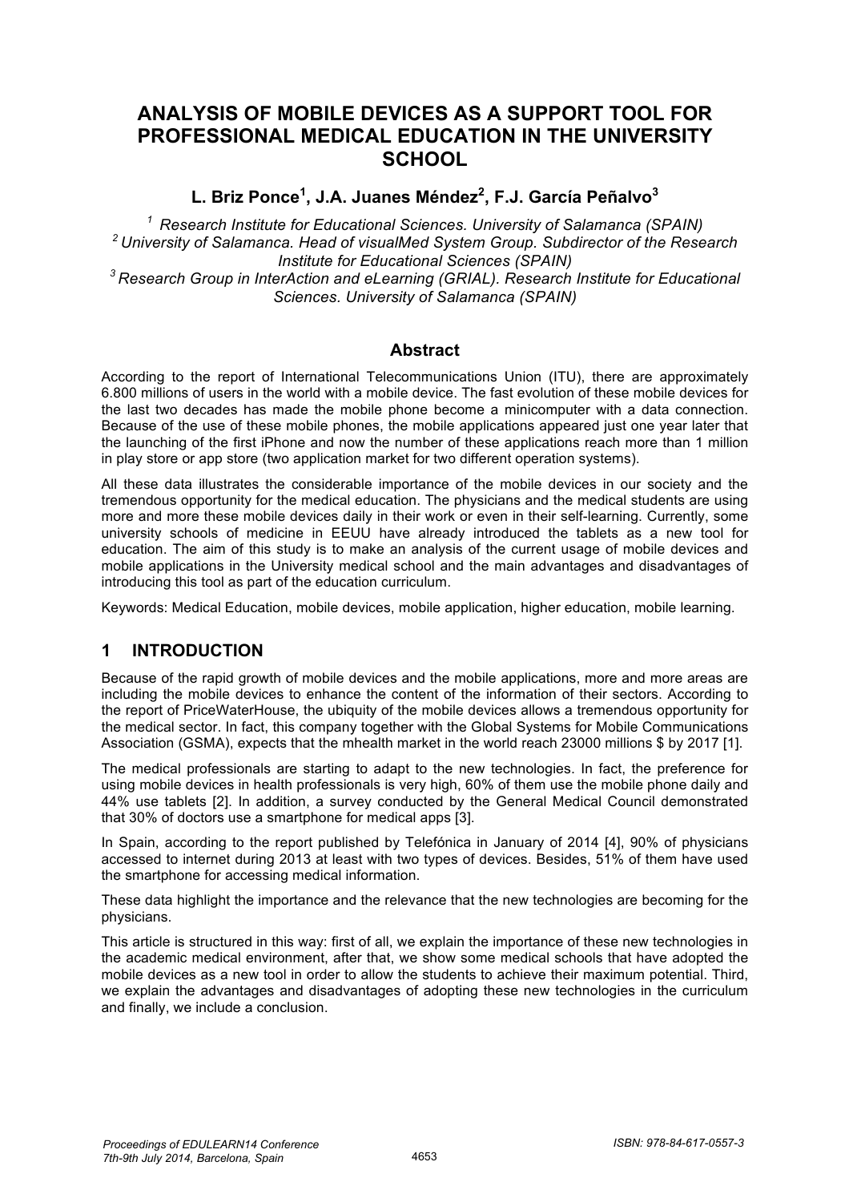# ANALYSIS OF MOBILE DEVICES AS A SUPPORT TOOL FOR PROFESSIONAL MEDICAL EDUCATION IN THE UNIVERSITY SCHOOL

**L. Briz Ponce[1], J.A. Juanes Méndez[2], F.J. García Peñalvo[3]**

*[1] Research Institute for Educational Sciences. University of Salamanca (SPAIN)*
*[2] University of Salamanca. Head of visualMed System Group. Subdirector of the Research Institute for Educational Sciences (SPAIN)*
*[3] Research Group in InterAction and eLearning (GRIAL). Research Institute for Educational Sciences. University of Salamanca (SPAIN)*

## Abstract

According to the report of International Telecommunications Union (ITU), there are approximately 6.800 millions of users in the world with a mobile device. The fast evolution of these mobile devices for the last two decades has made the mobile phone become a minicomputer with a data connection. Because of the use of these mobile phones, the mobile applications appeared just one year later that the launching of the first iPhone and now the number of these applications reach more than 1 million in play store or app store (two application market for two different operation systems).

All these data illustrates the considerable importance of the mobile devices in our society and the tremendous opportunity for the medical education. The physicians and the medical students are using more and more these mobile devices daily in their work or even in their self-learning. Currently, some university schools of medicine in EEUU have already introduced the tablets as a new tool for education. The aim of this study is to make an analysis of the current usage of mobile devices and mobile applications in the University medical school and the main advantages and disadvantages of introducing this tool as part of the education curriculum.

Keywords: Medical Education, mobile devices, mobile application, higher education, mobile learning.

## 1 INTRODUCTION

Because of the rapid growth of mobile devices and the mobile applications, more and more areas are including the mobile devices to enhance the content of the information of their sectors. According to the report of PriceWaterHouse, the ubiquity of the mobile devices allows a tremendous opportunity for the medical sector. In fact, this company together with the Global Systems for Mobile Communications Association (GSMA), expects that the mhealth market in the world reach 23000 millions $ by 2017 [1].

The medical professionals are starting to adapt to the new technologies. In fact, the preference for using mobile devices in health professionals is very high, 60% of them use the mobile phone daily and 44% use tablets [2]. In addition, a survey conducted by the General Medical Council demonstrated that 30% of doctors use a smartphone for medical apps [3].

In Spain, according to the report published by Telefónica in January of 2014 [4], 90% of physicians accessed to internet during 2013 at least with two types of devices. Besides, 51% of them have used the smartphone for accessing medical information.

These data highlight the importance and the relevance that the new technologies are becoming for the physicians.

This article is structured in this way: first of all, we explain the importance of these new technologies in the academic medical environment, after that, we show some medical schools that have adopted the mobile devices as a new tool in order to allow the students to achieve their maximum potential. Third, we explain the advantages and disadvantages of adopting these new technologies in the curriculum and finally, we include a conclusion.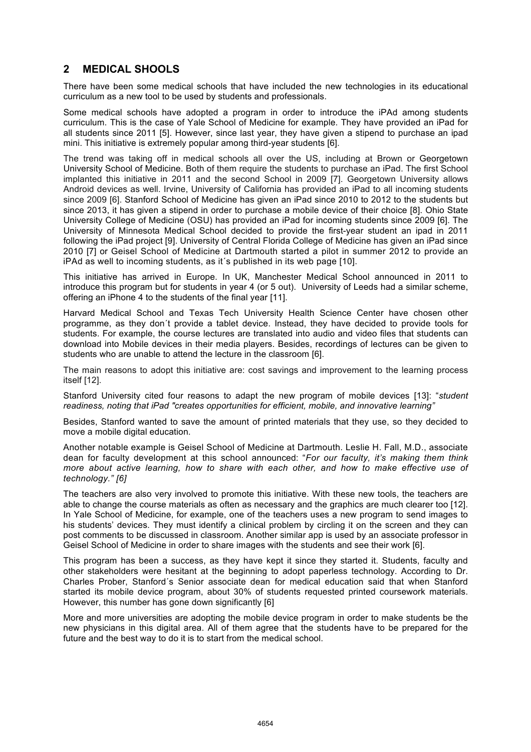## 2 MEDICAL SHOOLS

There have been some medical schools that have included the new technologies in its educational curriculum as a new tool to be used by students and professionals.

Some medical schools have adopted a program in order to introduce the iPAd among students curriculum. This is the case of Yale School of Medicine for example. They have provided an iPad for all students since 2011 [5]. However, since last year, they have given a stipend to purchase an ipad mini. This initiative is extremely popular among third-year students [6].

The trend was taking off in medical schools all over the US, including at Brown or Georgetown University School of Medicine. Both of them require the students to purchase an iPad. The first School implanted this initiative in 2011 and the second School in 2009 [7]. Georgetown University allows Android devices as well. Irvine, University of California has provided an iPad to all incoming students since 2009 [6]. Stanford School of Medicine has given an iPad since 2010 to 2012 to the students but since 2013, it has given a stipend in order to purchase a mobile device of their choice [8]. Ohio State University College of Medicine (OSU) has provided an iPad for incoming students since 2009 [6]. The University of Minnesota Medical School decided to provide the first-year student an ipad in 2011 following the iPad project [9]. University of Central Florida College of Medicine has given an iPad since 2010 [7] or Geisel School of Medicine at Dartmouth started a pilot in summer 2012 to provide an iPAd as well to incoming students, as it´s published in its web page [10].

This initiative has arrived in Europe. In UK, Manchester Medical School announced in 2011 to introduce this program but for students in year 4 (or 5 out). University of Leeds had a similar scheme, offering an iPhone 4 to the students of the final year [11].

Harvard Medical School and Texas Tech University Health Science Center have chosen other programme, as they don´t provide a tablet device. Instead, they have decided to provide tools for students. For example, the course lectures are translated into audio and video files that students can download into Mobile devices in their media players. Besides, recordings of lectures can be given to students who are unable to attend the lecture in the classroom [6].

The main reasons to adopt this initiative are: cost savings and improvement to the learning process itself [12].

Stanford University cited four reasons to adapt the new program of mobile devices [13]: "*student readiness, noting that iPad "creates opportunities for efficient, mobile, and innovative learning"*

Besides, Stanford wanted to save the amount of printed materials that they use, so they decided to move a mobile digital education.

Another notable example is Geisel School of Medicine at Dartmouth. Leslie H. Fall, M.D., associate dean for faculty development at this school announced: "*For our faculty, it's making them think more about active learning, how to share with each other, and how to make effective use of technology." [6]*

The teachers are also very involved to promote this initiative. With these new tools, the teachers are able to change the course materials as often as necessary and the graphics are much clearer too [12]. In Yale School of Medicine, for example, one of the teachers uses a new program to send images to his students' devices. They must identify a clinical problem by circling it on the screen and they can post comments to be discussed in classroom. Another similar app is used by an associate professor in Geisel School of Medicine in order to share images with the students and see their work [6].

This program has been a success, as they have kept it since they started it. Students, faculty and other stakeholders were hesitant at the beginning to adopt paperless technology. According to Dr. Charles Prober, Stanford´s Senior associate dean for medical education said that when Stanford started its mobile device program, about 30% of students requested printed coursework materials. However, this number has gone down significantly [6]

More and more universities are adopting the mobile device program in order to make students be the new physicians in this digital area. All of them agree that the students have to be prepared for the future and the best way to do it is to start from the medical school.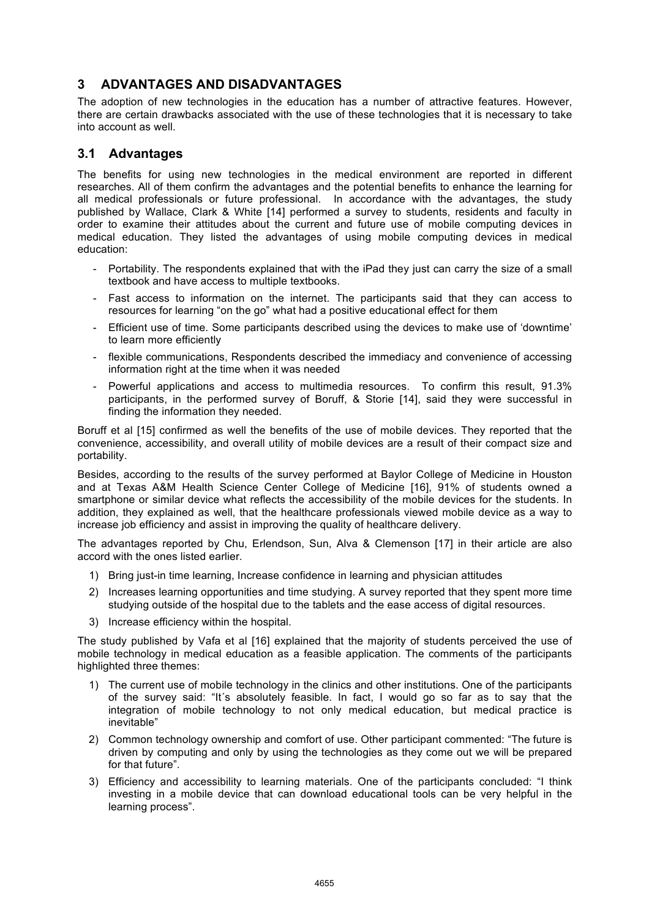## 3 ADVANTAGES AND DISADVANTAGES

The adoption of new technologies in the education has a number of attractive features. However, there are certain drawbacks associated with the use of these technologies that it is necessary to take into account as well.

### 3.1 Advantages

The benefits for using new technologies in the medical environment are reported in different researches. All of them confirm the advantages and the potential benefits to enhance the learning for all medical professionals or future professional. In accordance with the advantages, the study published by Wallace, Clark & White [14] performed a survey to students, residents and faculty in order to examine their attitudes about the current and future use of mobile computing devices in medical education. They listed the advantages of using mobile computing devices in medical education:

- Portability. The respondents explained that with the iPad they just can carry the size of a small textbook and have access to multiple textbooks.
- Fast access to information on the internet. The participants said that they can access to resources for learning "on the go" what had a positive educational effect for them
- Efficient use of time. Some participants described using the devices to make use of 'downtime' to learn more efficiently
- flexible communications, Respondents described the immediacy and convenience of accessing information right at the time when it was needed
- Powerful applications and access to multimedia resources. To confirm this result, 91.3% participants, in the performed survey of Boruff, & Storie [14], said they were successful in finding the information they needed.

Boruff et al [15] confirmed as well the benefits of the use of mobile devices. They reported that the convenience, accessibility, and overall utility of mobile devices are a result of their compact size and portability.

Besides, according to the results of the survey performed at Baylor College of Medicine in Houston and at Texas A&M Health Science Center College of Medicine [16], 91% of students owned a smartphone or similar device what reflects the accessibility of the mobile devices for the students. In addition, they explained as well, that the healthcare professionals viewed mobile device as a way to increase job efficiency and assist in improving the quality of healthcare delivery.

The advantages reported by Chu, Erlendson, Sun, Alva & Clemenson [17] in their article are also accord with the ones listed earlier.

1) Bring just-in time learning, Increase confidence in learning and physician attitudes
2) Increases learning opportunities and time studying. A survey reported that they spent more time studying outside of the hospital due to the tablets and the ease access of digital resources.
3) Increase efficiency within the hospital.

The study published by Vafa et al [16] explained that the majority of students perceived the use of mobile technology in medical education as a feasible application. The comments of the participants highlighted three themes:

1) The current use of mobile technology in the clinics and other institutions. One of the participants of the survey said: "It´s absolutely feasible. In fact, I would go so far as to say that the integration of mobile technology to not only medical education, but medical practice is inevitable"
2) Common technology ownership and comfort of use. Other participant commented: "The future is driven by computing and only by using the technologies as they come out we will be prepared for that future".
3) Efficiency and accessibility to learning materials. One of the participants concluded: "I think investing in a mobile device that can download educational tools can be very helpful in the learning process".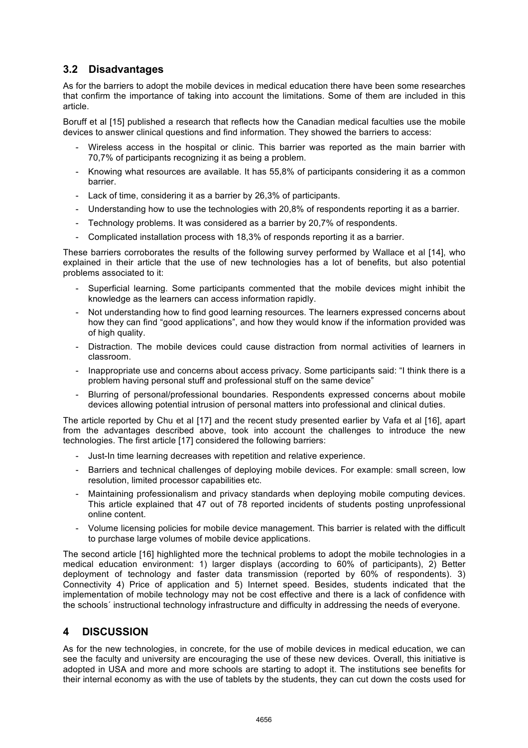## 3.2 Disadvantages

As for the barriers to adopt the mobile devices in medical education there have been some researches that confirm the importance of taking into account the limitations. Some of them are included in this article.

Boruff et al [15] published a research that reflects how the Canadian medical faculties use the mobile devices to answer clinical questions and find information. They showed the barriers to access:

- Wireless access in the hospital or clinic. This barrier was reported as the main barrier with 70,7% of participants recognizing it as being a problem.
- Knowing what resources are available. It has 55,8% of participants considering it as a common barrier.
- Lack of time, considering it as a barrier by 26,3% of participants.
- Understanding how to use the technologies with 20,8% of respondents reporting it as a barrier.
- Technology problems. It was considered as a barrier by 20,7% of respondents.
- Complicated installation process with 18,3% of responds reporting it as a barrier.

These barriers corroborates the results of the following survey performed by Wallace et al [14], who explained in their article that the use of new technologies has a lot of benefits, but also potential problems associated to it:

- Superficial learning. Some participants commented that the mobile devices might inhibit the knowledge as the learners can access information rapidly.
- Not understanding how to find good learning resources. The learners expressed concerns about how they can find "good applications", and how they would know if the information provided was of high quality.
- Distraction. The mobile devices could cause distraction from normal activities of learners in classroom.
- Inappropriate use and concerns about access privacy. Some participants said: "I think there is a problem having personal stuff and professional stuff on the same device"
- Blurring of personal/professional boundaries. Respondents expressed concerns about mobile devices allowing potential intrusion of personal matters into professional and clinical duties.

The article reported by Chu et al [17] and the recent study presented earlier by Vafa et al [16], apart from the advantages described above, took into account the challenges to introduce the new technologies. The first article [17] considered the following barriers:

- Just-In time learning decreases with repetition and relative experience.
- Barriers and technical challenges of deploying mobile devices. For example: small screen, low resolution, limited processor capabilities etc.
- Maintaining professionalism and privacy standards when deploying mobile computing devices. This article explained that 47 out of 78 reported incidents of students posting unprofessional online content.
- Volume licensing policies for mobile device management. This barrier is related with the difficult to purchase large volumes of mobile device applications.

The second article [16] highlighted more the technical problems to adopt the mobile technologies in a medical education environment: 1) larger displays (according to 60% of participants), 2) Better deployment of technology and faster data transmission (reported by 60% of respondents). 3) Connectivity 4) Price of application and 5) Internet speed. Besides, students indicated that the implementation of mobile technology may not be cost effective and there is a lack of confidence with the schools´ instructional technology infrastructure and difficulty in addressing the needs of everyone.

# 4 DISCUSSION

As for the new technologies, in concrete, for the use of mobile devices in medical education, we can see the faculty and university are encouraging the use of these new devices. Overall, this initiative is adopted in USA and more and more schools are starting to adopt it. The institutions see benefits for their internal economy as with the use of tablets by the students, they can cut down the costs used for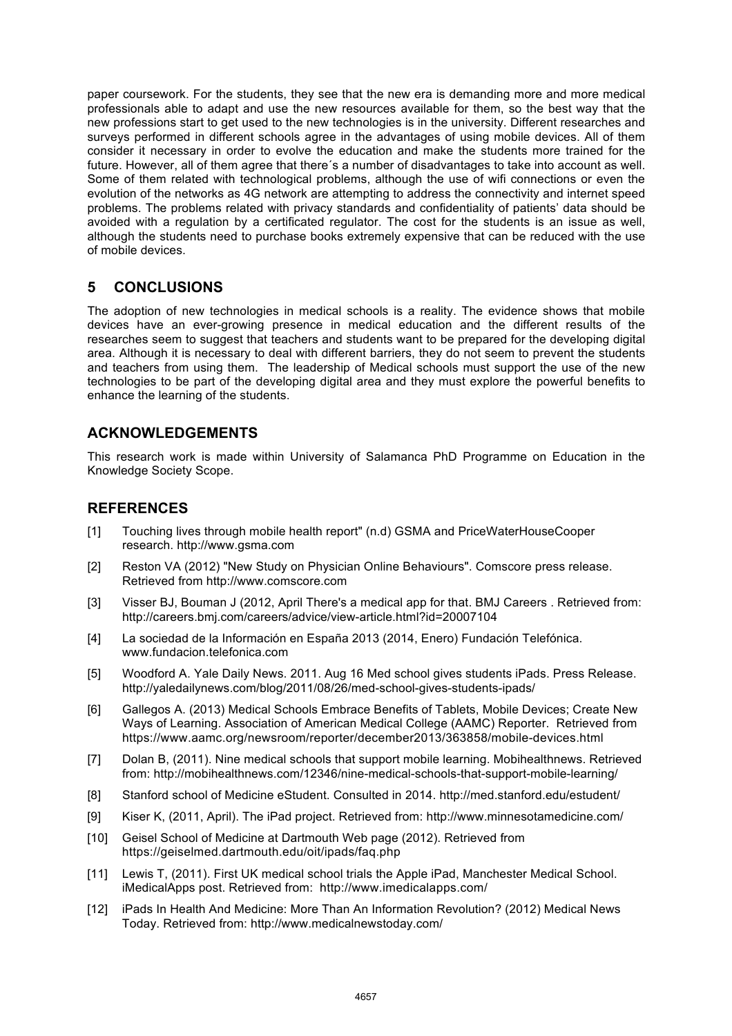paper coursework. For the students, they see that the new era is demanding more and more medical professionals able to adapt and use the new resources available for them, so the best way that the new professions start to get used to the new technologies is in the university. Different researches and surveys performed in different schools agree in the advantages of using mobile devices. All of them consider it necessary in order to evolve the education and make the students more trained for the future. However, all of them agree that there´s a number of disadvantages to take into account as well. Some of them related with technological problems, although the use of wifi connections or even the evolution of the networks as 4G network are attempting to address the connectivity and internet speed problems. The problems related with privacy standards and confidentiality of patients' data should be avoided with a regulation by a certificated regulator. The cost for the students is an issue as well, although the students need to purchase books extremely expensive that can be reduced with the use of mobile devices.

## 5 CONCLUSIONS

The adoption of new technologies in medical schools is a reality. The evidence shows that mobile devices have an ever-growing presence in medical education and the different results of the researches seem to suggest that teachers and students want to be prepared for the developing digital area. Although it is necessary to deal with different barriers, they do not seem to prevent the students and teachers from using them. The leadership of Medical schools must support the use of the new technologies to be part of the developing digital area and they must explore the powerful benefits to enhance the learning of the students.

## ACKNOWLEDGEMENTS

This research work is made within University of Salamanca PhD Programme on Education in the Knowledge Society Scope.

## REFERENCES

[1] Touching lives through mobile health report" (n.d) GSMA and PriceWaterHouseCooper research. http://www.gsma.com

[2] Reston VA (2012) "New Study on Physician Online Behaviours". Comscore press release. Retrieved from http://www.comscore.com

[3] Visser BJ, Bouman J (2012, April There's a medical app for that. BMJ Careers . Retrieved from: http://careers.bmj.com/careers/advice/view-article.html?id=20007104

[4] La sociedad de la Información en España 2013 (2014, Enero) Fundación Telefónica. www.fundacion.telefonica.com

[5] Woodford A. Yale Daily News. 2011. Aug 16 Med school gives students iPads. Press Release. http://yaledailynews.com/blog/2011/08/26/med-school-gives-students-ipads/

[6] Gallegos A. (2013) Medical Schools Embrace Benefits of Tablets, Mobile Devices; Create New Ways of Learning. Association of American Medical College (AAMC) Reporter. Retrieved from https://www.aamc.org/newsroom/reporter/december2013/363858/mobile-devices.html

[7] Dolan B, (2011). Nine medical schools that support mobile learning. Mobihealthnews. Retrieved from: http://mobihealthnews.com/12346/nine-medical-schools-that-support-mobile-learning/

[8] Stanford school of Medicine eStudent. Consulted in 2014. http://med.stanford.edu/estudent/

[9] Kiser K, (2011, April). The iPad project. Retrieved from: http://www.minnesotamedicine.com/

[10] Geisel School of Medicine at Dartmouth Web page (2012). Retrieved from https://geiselmed.dartmouth.edu/oit/ipads/faq.php

[11] Lewis T, (2011). First UK medical school trials the Apple iPad, Manchester Medical School. iMedicalApps post. Retrieved from: http://www.imedicalapps.com/

[12] iPads In Health And Medicine: More Than An Information Revolution? (2012) Medical News Today. Retrieved from: http://www.medicalnewstoday.com/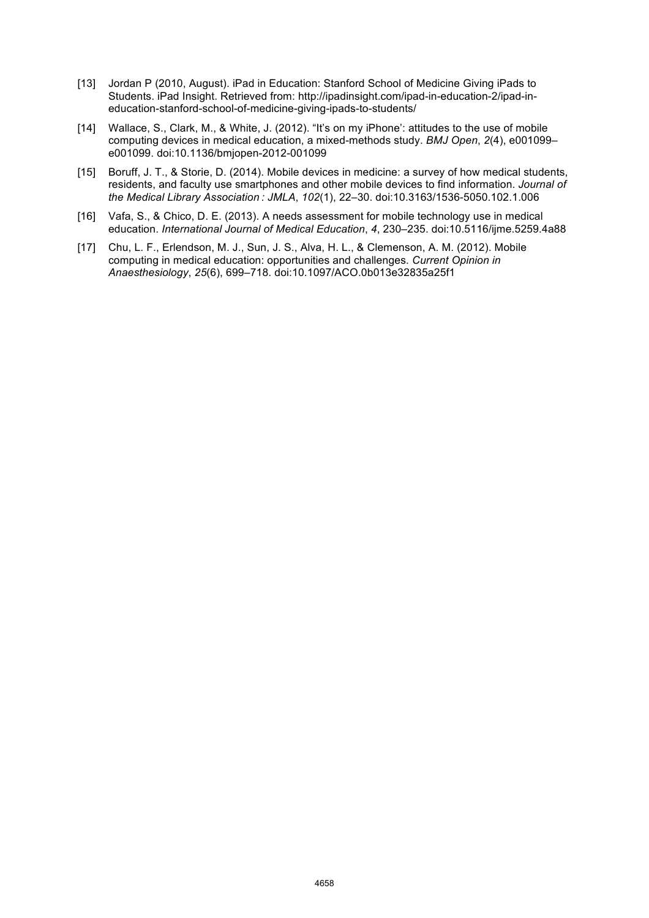[13] Jordan P (2010, August). iPad in Education: Stanford School of Medicine Giving iPads to Students. iPad Insight. Retrieved from: http://ipadinsight.com/ipad-in-education-2/ipad-in-education-stanford-school-of-medicine-giving-ipads-to-students/

[14] Wallace, S., Clark, M., & White, J. (2012). "It's on my iPhone': attitudes to the use of mobile computing devices in medical education, a mixed-methods study. *BMJ Open*, *2*(4), e001099–e001099. doi:10.1136/bmjopen-2012-001099

[15] Boruff, J. T., & Storie, D. (2014). Mobile devices in medicine: a survey of how medical students, residents, and faculty use smartphones and other mobile devices to find information. *Journal of the Medical Library Association : JMLA*, *102*(1), 22–30. doi:10.3163/1536-5050.102.1.006

[16] Vafa, S., & Chico, D. E. (2013). A needs assessment for mobile technology use in medical education. *International Journal of Medical Education*, *4*, 230–235. doi:10.5116/ijme.5259.4a88

[17] Chu, L. F., Erlendson, M. J., Sun, J. S., Alva, H. L., & Clemenson, A. M. (2012). Mobile computing in medical education: opportunities and challenges. *Current Opinion in Anaesthesiology*, *25*(6), 699–718. doi:10.1097/ACO.0b013e32835a25f1